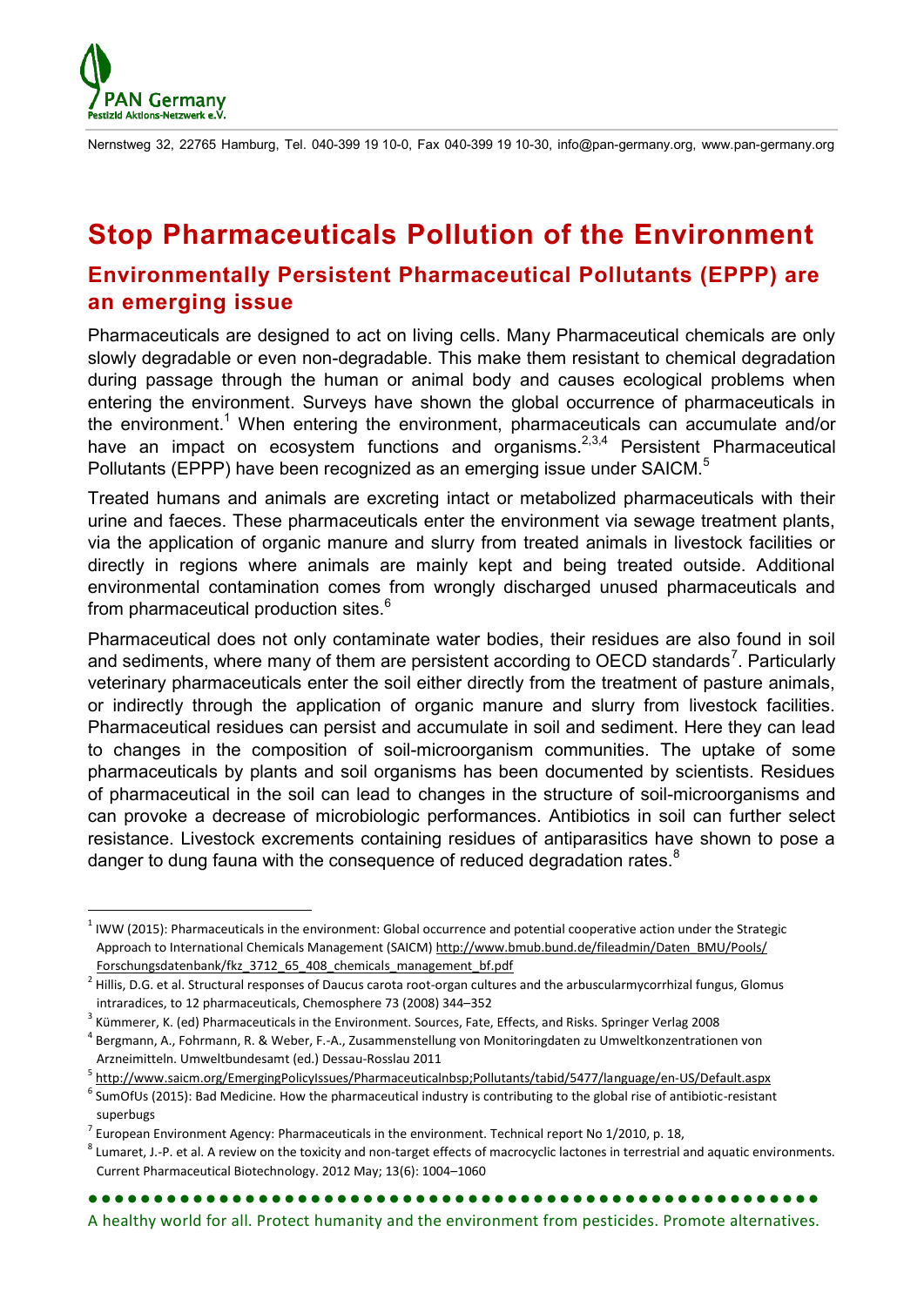PAN Germany
Pestizid Aktions-Netzwerk e.V.

Nernstweg 32, 22765 Hamburg, Tel. 040-399 19 10-0, Fax 040-399 19 10-30, info@pan-germany.org, www.pan-germany.org

# Stop Pharmaceuticals Pollution of the Environment

## Environmentally Persistent Pharmaceutical Pollutants (EPPP) are an emerging issue

Pharmaceuticals are designed to act on living cells. Many Pharmaceutical chemicals are only slowly degradable or even non-degradable. This make them resistant to chemical degradation during passage through the human or animal body and causes ecological problems when entering the environment. Surveys have shown the global occurrence of pharmaceuticals in the environment.[1] When entering the environment, pharmaceuticals can accumulate and/or have an impact on ecosystem functions and organisms.[2,3,4] Persistent Pharmaceutical Pollutants (EPPP) have been recognized as an emerging issue under SAICM.[5]

Treated humans and animals are excreting intact or metabolized pharmaceuticals with their urine and faeces. These pharmaceuticals enter the environment via sewage treatment plants, via the application of organic manure and slurry from treated animals in livestock facilities or directly in regions where animals are mainly kept and being treated outside. Additional environmental contamination comes from wrongly discharged unused pharmaceuticals and from pharmaceutical production sites.[6]

Pharmaceutical does not only contaminate water bodies, their residues are also found in soil and sediments, where many of them are persistent according to OECD standards[7]. Particularly veterinary pharmaceuticals enter the soil either directly from the treatment of pasture animals, or indirectly through the application of organic manure and slurry from livestock facilities. Pharmaceutical residues can persist and accumulate in soil and sediment. Here they can lead to changes in the composition of soil-microorganism communities. The uptake of some pharmaceuticals by plants and soil organisms has been documented by scientists. Residues of pharmaceutical in the soil can lead to changes in the structure of soil-microorganisms and can provoke a decrease of microbiologic performances. Antibiotics in soil can further select resistance. Livestock excrements containing residues of antiparasitics have shown to pose a danger to dung fauna with the consequence of reduced degradation rates.[8]

---

[1] IWW (2015): Pharmaceuticals in the environment: Global occurrence and potential cooperative action under the Strategic Approach to International Chemicals Management (SAICM) http://www.bmub.bund.de/fileadmin/Daten_BMU/Pools/Forschungsdatenbank/fkz_3712_65_408_chemicals_management_bf.pdf

[2] Hillis, D.G. et al. Structural responses of Daucus carota root-organ cultures and the arbuscularmycorrhizal fungus, Glomus intraradices, to 12 pharmaceuticals, Chemosphere 73 (2008) 344–352

[3] Kümmerer, K. (ed) Pharmaceuticals in the Environment. Sources, Fate, Effects, and Risks. Springer Verlag 2008

[4] Bergmann, A., Fohrmann, R. & Weber, F.-A., Zusammenstellung von Monitoringdaten zu Umweltkonzentrationen von Arzneimitteln. Umweltbundesamt (ed.) Dessau-Rosslau 2011

[5] http://www.saicm.org/EmergingPolicyIssues/Pharmaceuticalnbsp;Pollutants/tabid/5477/language/en-US/Default.aspx

[6] SumOfUs (2015): Bad Medicine. How the pharmaceutical industry is contributing to the global rise of antibiotic-resistant superbugs

[7] European Environment Agency: Pharmaceuticals in the environment. Technical report No 1/2010, p. 18,

[8] Lumaret, J.-P. et al. A review on the toxicity and non-target effects of macrocyclic lactones in terrestrial and aquatic environments. Current Pharmaceutical Biotechnology. 2012 May; 13(6): 1004–1060

A healthy world for all. Protect humanity and the environment from pesticides. Promote alternatives.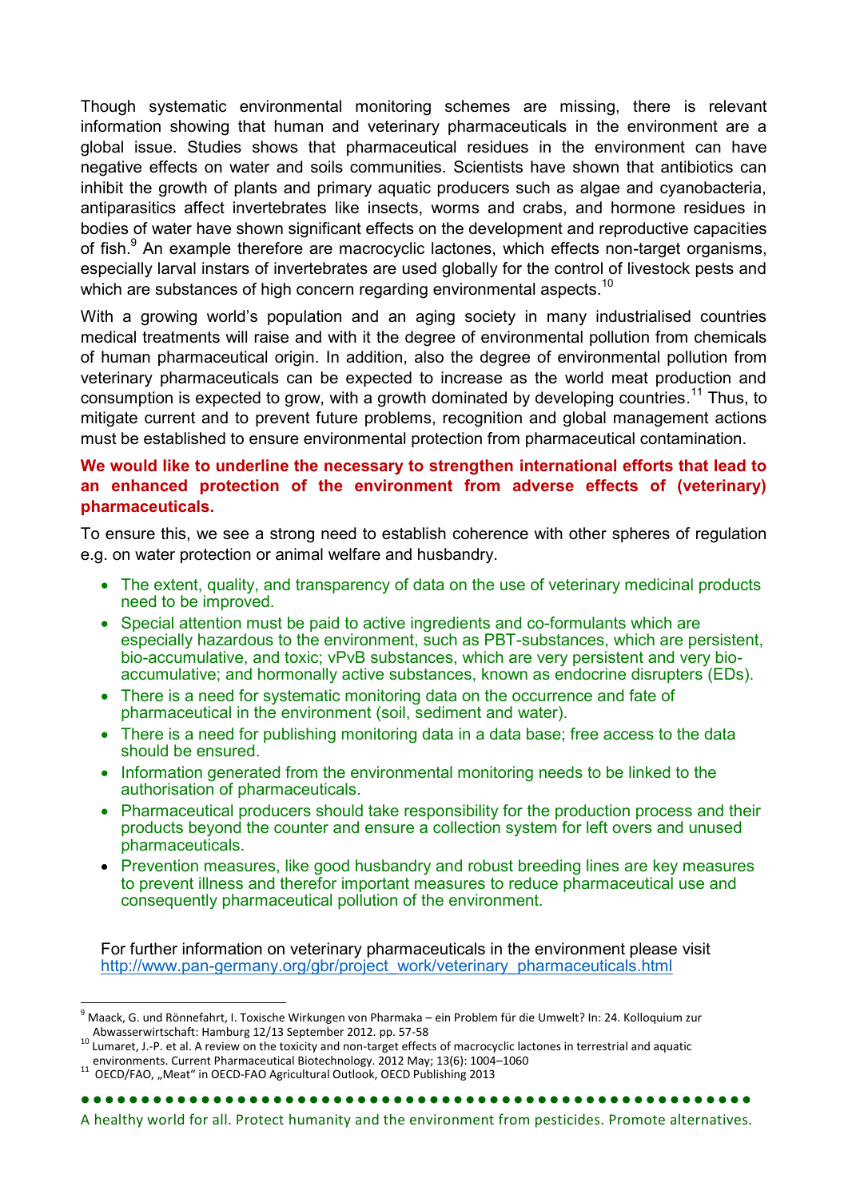Though systematic environmental monitoring schemes are missing, there is relevant information showing that human and veterinary pharmaceuticals in the environment are a global issue. Studies shows that pharmaceutical residues in the environment can have negative effects on water and soils communities. Scientists have shown that antibiotics can inhibit the growth of plants and primary aquatic producers such as algae and cyanobacteria, antiparasitics affect invertebrates like insects, worms and crabs, and hormone residues in bodies of water have shown significant effects on the development and reproductive capacities of fish.[9] An example therefore are macrocyclic lactones, which effects non-target organisms, especially larval instars of invertebrates are used globally for the control of livestock pests and which are substances of high concern regarding environmental aspects.[10]

With a growing world's population and an aging society in many industrialised countries medical treatments will raise and with it the degree of environmental pollution from chemicals of human pharmaceutical origin. In addition, also the degree of environmental pollution from veterinary pharmaceuticals can be expected to increase as the world meat production and consumption is expected to grow, with a growth dominated by developing countries.[11] Thus, to mitigate current and to prevent future problems, recognition and global management actions must be established to ensure environmental protection from pharmaceutical contamination.

**We would like to underline the necessary to strengthen international efforts that lead to an enhanced protection of the environment from adverse effects of (veterinary) pharmaceuticals.**

To ensure this, we see a strong need to establish coherence with other spheres of regulation e.g. on water protection or animal welfare and husbandry.

- The extent, quality, and transparency of data on the use of veterinary medicinal products need to be improved.
- Special attention must be paid to active ingredients and co-formulants which are especially hazardous to the environment, such as PBT-substances, which are persistent, bio-accumulative, and toxic; vPvB substances, which are very persistent and very bio-accumulative; and hormonally active substances, known as endocrine disrupters (EDs).
- There is a need for systematic monitoring data on the occurrence and fate of pharmaceutical in the environment (soil, sediment and water).
- There is a need for publishing monitoring data in a data base; free access to the data should be ensured.
- Information generated from the environmental monitoring needs to be linked to the authorisation of pharmaceuticals.
- Pharmaceutical producers should take responsibility for the production process and their products beyond the counter and ensure a collection system for left overs and unused pharmaceuticals.
- Prevention measures, like good husbandry and robust breeding lines are key measures to prevent illness and therefor important measures to reduce pharmaceutical use and consequently pharmaceutical pollution of the environment.

For further information on veterinary pharmaceuticals in the environment please visit http://www.pan-germany.org/gbr/project_work/veterinary_pharmaceuticals.html

[9] Maack, G. und Rönnefahrt, I. Toxische Wirkungen von Pharmaka – ein Problem für die Umwelt? In: 24. Kolloquium zur Abwasserwirtschaft: Hamburg 12/13 September 2012. pp. 57-58

[10] Lumaret, J.-P. et al. A review on the toxicity and non-target effects of macrocyclic lactones in terrestrial and aquatic environments. Current Pharmaceutical Biotechnology. 2012 May; 13(6): 1004–1060

[11] OECD/FAO, „Meat" in OECD-FAO Agricultural Outlook, OECD Publishing 2013

A healthy world for all. Protect humanity and the environment from pesticides. Promote alternatives.